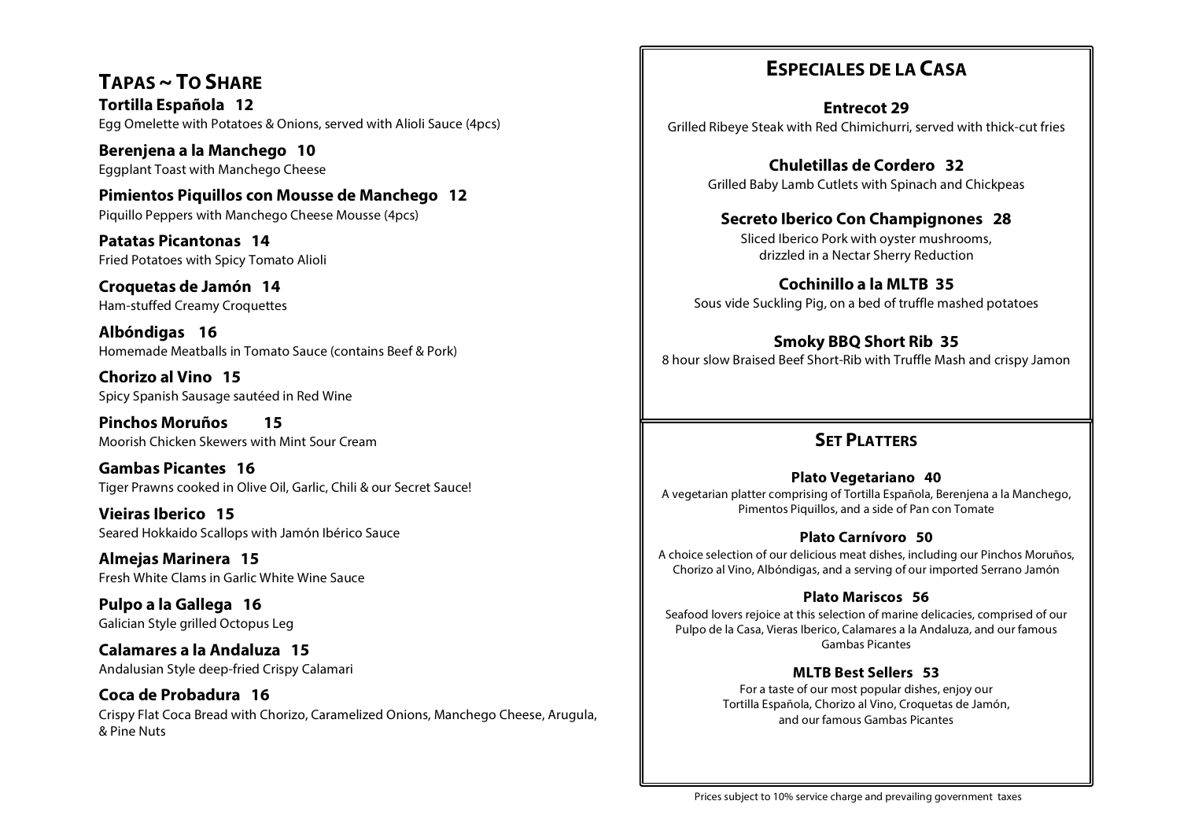## Tapas ~ To Share

**Tortilla Española 12**
Egg Omelette with Potatoes & Onions, served with Alioli Sauce (4pcs)

**Berenjena a la Manchego 10**
Eggplant Toast with Manchego Cheese

**Pimientos Piquillos con Mousse de Manchego 12**
Piquillo Peppers with Manchego Cheese Mousse (4pcs)

**Patatas Picantonas 14**
Fried Potatoes with Spicy Tomato Alioli

**Croquetas de Jamón 14**
Ham-stuffed Creamy Croquettes

**Albóndigas 16**
Homemade Meatballs in Tomato Sauce (contains Beef & Pork)

**Chorizo al Vino 15**
Spicy Spanish Sausage sautéed in Red Wine

**Pinchos Moruños 15**
Moorish Chicken Skewers with Mint Sour Cream

**Gambas Picantes 16**
Tiger Prawns cooked in Olive Oil, Garlic, Chili & our Secret Sauce!

**Vieiras Iberico 15**
Seared Hokkaido Scallops with Jamón Ibérico Sauce

**Almejas Marinera 15**
Fresh White Clams in Garlic White Wine Sauce

**Pulpo a la Gallega 16**
Galician Style grilled Octopus Leg

**Calamares a la Andaluza 15**
Andalusian Style deep-fried Crispy Calamari

**Coca de Probadura 16**
Crispy Flat Coca Bread with Chorizo, Caramelized Onions, Manchego Cheese, Arugula, & Pine Nuts

## Especiales de la Casa

**Entrecot 29**
Grilled Ribeye Steak with Red Chimichurri, served with thick-cut fries

**Chuletillas de Cordero 32**
Grilled Baby Lamb Cutlets with Spinach and Chickpeas

**Secreto Iberico Con Champignones 28**
Sliced Iberico Pork with oyster mushrooms, drizzled in a Nectar Sherry Reduction

**Cochinillo a la MLTB 35**
Sous vide Suckling Pig, on a bed of truffle mashed potatoes

**Smoky BBQ Short Rib 35**
8 hour slow Braised Beef Short-Rib with Truffle Mash and crispy Jamon

## Set Platters

**Plato Vegetariano 40**
A vegetarian platter comprising of Tortilla Española, Berenjena a la Manchego, Pimentos Piquillos, and a side of Pan con Tomate

**Plato Carnívoro 50**
A choice selection of our delicious meat dishes, including our Pinchos Moruños, Chorizo al Vino, Albóndigas, and a serving of our imported Serrano Jamón

**Plato Mariscos 56**
Seafood lovers rejoice at this selection of marine delicacies, comprised of our Pulpo de la Casa, Vieras Iberico, Calamares a la Andaluza, and our famous Gambas Picantes

**MLTB Best Sellers 53**
For a taste of our most popular dishes, enjoy our Tortilla Española, Chorizo al Vino, Croquetas de Jamón, and our famous Gambas Picantes

Prices subject to 10% service charge and prevailing government taxes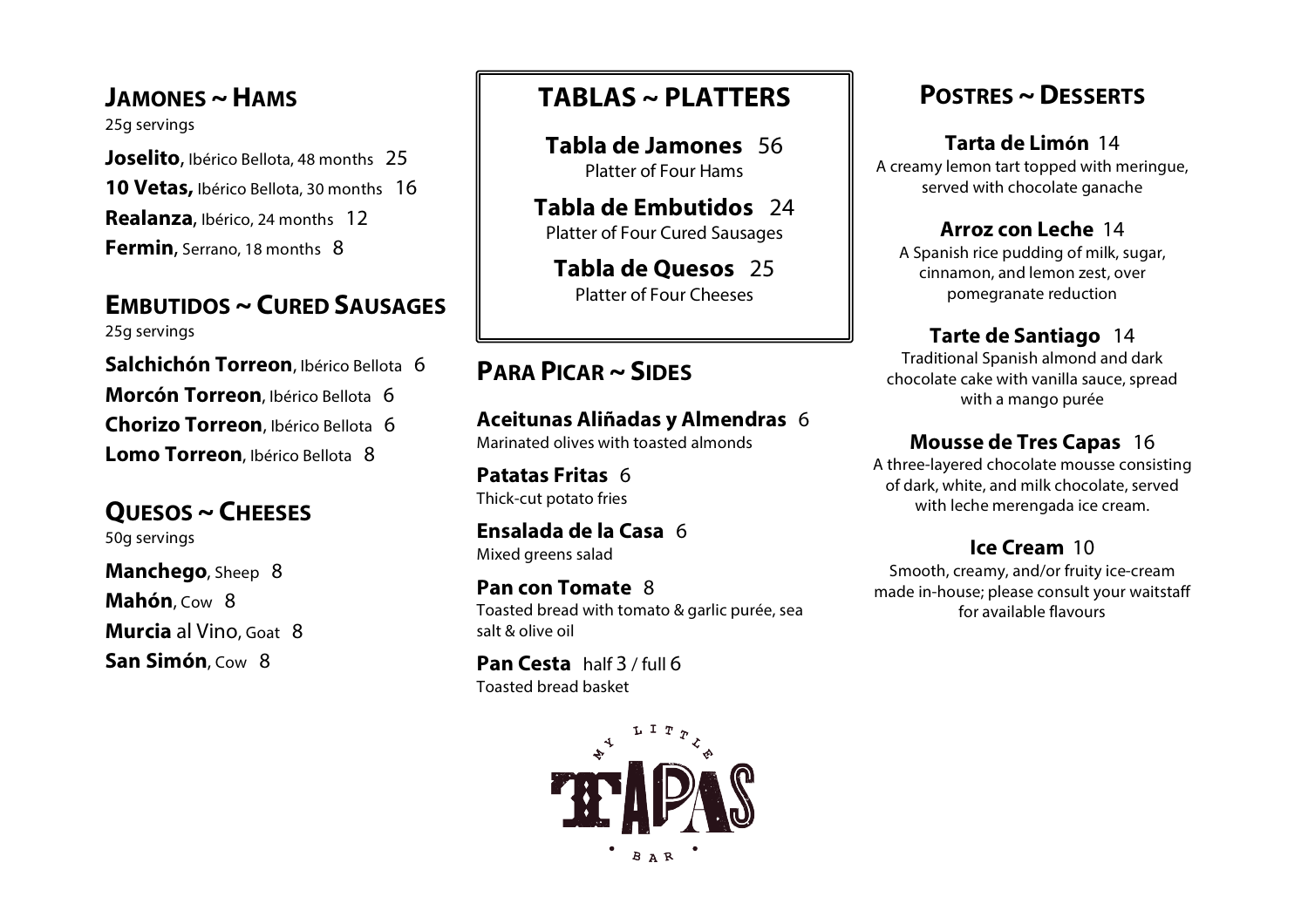## Jamones ~ Hams

25g servings

**Joselito**, Ibérico Bellota, 48 months 25

**10 Vetas,** Ibérico Bellota, 30 months 16

**Realanza**, Ibérico, 24 months 12

**Fermin**, Serrano, 18 months 8

## Embutidos ~ Cured Sausages

25g servings

**Salchichón Torreon**, Ibérico Bellota 6

**Morcón Torreon**, Ibérico Bellota 6

**Chorizo Torreon**, Ibérico Bellota 6

**Lomo Torreon**, Ibérico Bellota 8

## Quesos ~ Cheeses

50g servings

**Manchego**, Sheep 8

**Mahón**, Cow 8

**Murcia** al Vino, Goat 8

**San Simón**, Cow 8

## TABLAS ~ PLATTERS

**Tabla de Jamones** 56
Platter of Four Hams

**Tabla de Embutidos** 24
Platter of Four Cured Sausages

**Tabla de Quesos** 25
Platter of Four Cheeses

## Para Picar ~ Sides

**Aceitunas Aliñadas y Almendras** 6
Marinated olives with toasted almonds

**Patatas Fritas** 6
Thick-cut potato fries

**Ensalada de la Casa** 6
Mixed greens salad

**Pan con Tomate** 8
Toasted bread with tomato & garlic purée, sea salt & olive oil

**Pan Cesta** half 3 / full 6
Toasted bread basket

MY LITTLE TAPAS BAR

## Postres ~ Desserts

**Tarta de Limón** 14
A creamy lemon tart topped with meringue, served with chocolate ganache

**Arroz con Leche** 14
A Spanish rice pudding of milk, sugar, cinnamon, and lemon zest, over pomegranate reduction

**Tarte de Santiago** 14
Traditional Spanish almond and dark chocolate cake with vanilla sauce, spread with a mango purée

**Mousse de Tres Capas** 16
A three-layered chocolate mousse consisting of dark, white, and milk chocolate, served with leche merengada ice cream.

**Ice Cream** 10
Smooth, creamy, and/or fruity ice-cream made in-house; please consult your waitstaff for available flavours